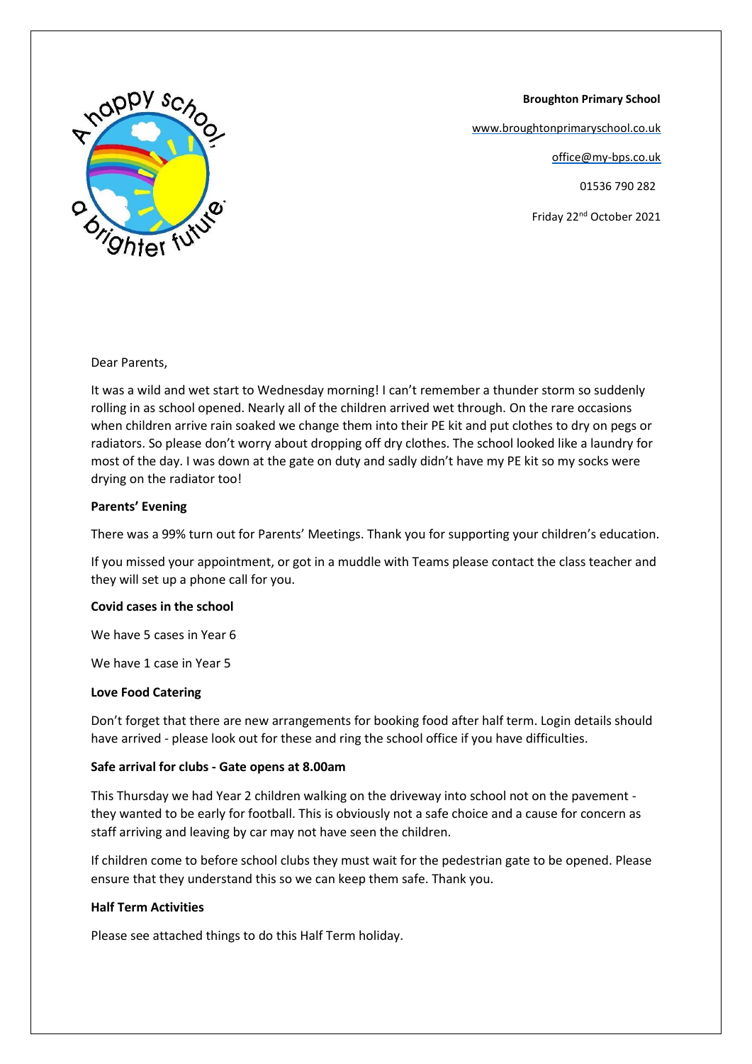**Broughton Primary School**

www.broughtonprimaryschool.co.uk

office@my-bps.co.uk

01536 790 282

Friday 22nd October 2021

Dear Parents,

It was a wild and wet start to Wednesday morning! I can't remember a thunder storm so suddenly rolling in as school opened. Nearly all of the children arrived wet through. On the rare occasions when children arrive rain soaked we change them into their PE kit and put clothes to dry on pegs or radiators. So please don't worry about dropping off dry clothes. The school looked like a laundry for most of the day. I was down at the gate on duty and sadly didn't have my PE kit so my socks were drying on the radiator too!

**Parents' Evening**

There was a 99% turn out for Parents' Meetings. Thank you for supporting your children's education.

If you missed your appointment, or got in a muddle with Teams please contact the class teacher and they will set up a phone call for you.

**Covid cases in the school**

We have 5 cases in Year 6

We have 1 case in Year 5

**Love Food Catering**

Don't forget that there are new arrangements for booking food after half term. Login details should have arrived - please look out for these and ring the school office if you have difficulties.

**Safe arrival for clubs - Gate opens at 8.00am**

This Thursday we had Year 2 children walking on the driveway into school not on the pavement - they wanted to be early for football. This is obviously not a safe choice and a cause for concern as staff arriving and leaving by car may not have seen the children.

If children come to before school clubs they must wait for the pedestrian gate to be opened. Please ensure that they understand this so we can keep them safe. Thank you.

**Half Term Activities**

Please see attached things to do this Half Term holiday.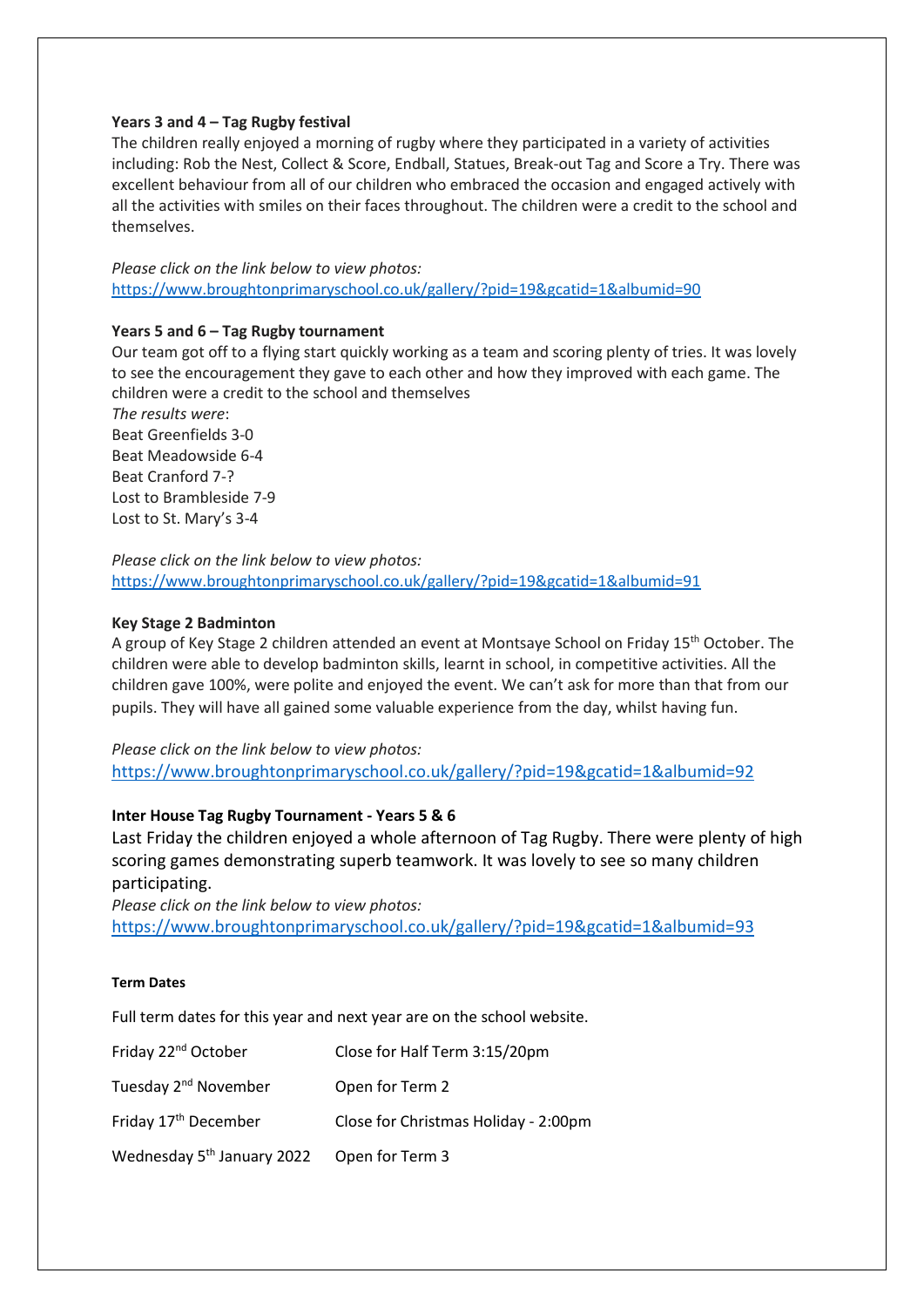**Years 3 and 4 – Tag Rugby festival**

The children really enjoyed a morning of rugby where they participated in a variety of activities including: Rob the Nest, Collect & Score, Endball, Statues, Break-out Tag and Score a Try. There was excellent behaviour from all of our children who embraced the occasion and engaged actively with all the activities with smiles on their faces throughout. The children were a credit to the school and themselves.

*Please click on the link below to view photos:*
https://www.broughtonprimaryschool.co.uk/gallery/?pid=19&gcatid=1&albumid=90

**Years 5 and 6 – Tag Rugby tournament**

Our team got off to a flying start quickly working as a team and scoring plenty of tries. It was lovely to see the encouragement they gave to each other and how they improved with each game. The children were a credit to the school and themselves

*The results were*:
Beat Greenfields 3-0
Beat Meadowside 6-4
Beat Cranford 7-?
Lost to Brambleside 7-9
Lost to St. Mary's 3-4

*Please click on the link below to view photos:*
https://www.broughtonprimaryschool.co.uk/gallery/?pid=19&gcatid=1&albumid=91

**Key Stage 2 Badminton**

A group of Key Stage 2 children attended an event at Montsaye School on Friday 15th October. The children were able to develop badminton skills, learnt in school, in competitive activities. All the children gave 100%, were polite and enjoyed the event. We can't ask for more than that from our pupils. They will have all gained some valuable experience from the day, whilst having fun.

*Please click on the link below to view photos:*
https://www.broughtonprimaryschool.co.uk/gallery/?pid=19&gcatid=1&albumid=92

**Inter House Tag Rugby Tournament - Years 5 & 6**

Last Friday the children enjoyed a whole afternoon of Tag Rugby. There were plenty of high scoring games demonstrating superb teamwork. It was lovely to see so many children participating.

*Please click on the link below to view photos:*
https://www.broughtonprimaryschool.co.uk/gallery/?pid=19&gcatid=1&albumid=93

**Term Dates**

Full term dates for this year and next year are on the school website.

| | |
|---|---|
| Friday 22nd October | Close for Half Term 3:15/20pm |
| Tuesday 2nd November | Open for Term 2 |
| Friday 17th December | Close for Christmas Holiday - 2:00pm |
| Wednesday 5th January 2022 | Open for Term 3 |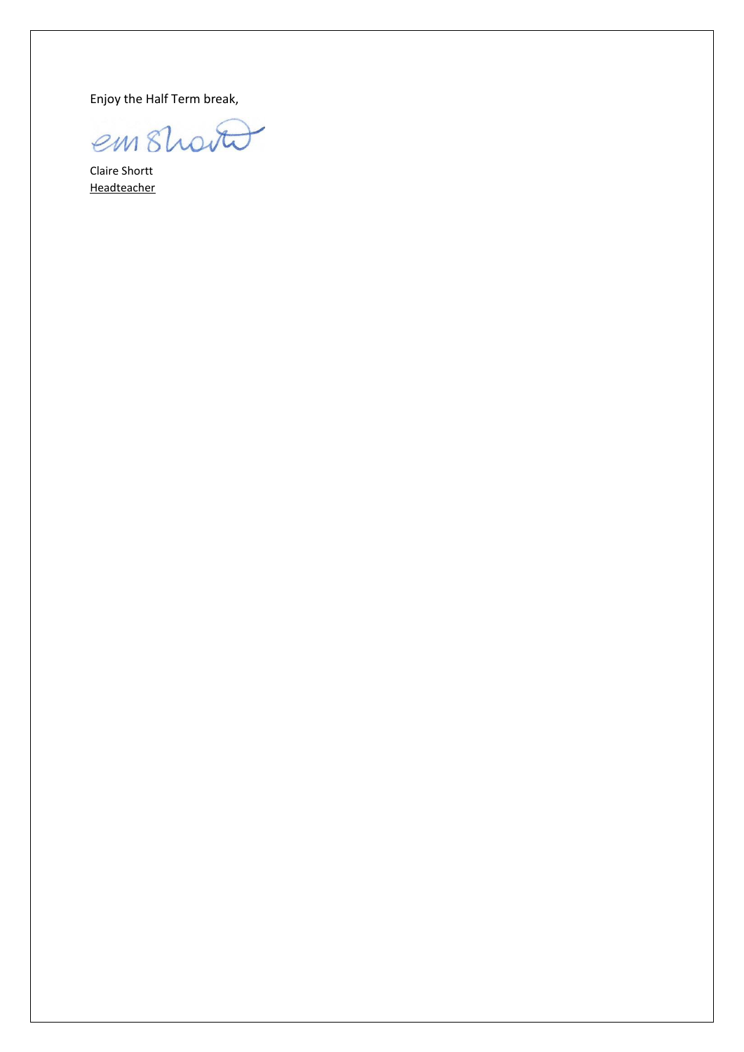Enjoy the Half Term break,

Claire Shortt
Headteacher